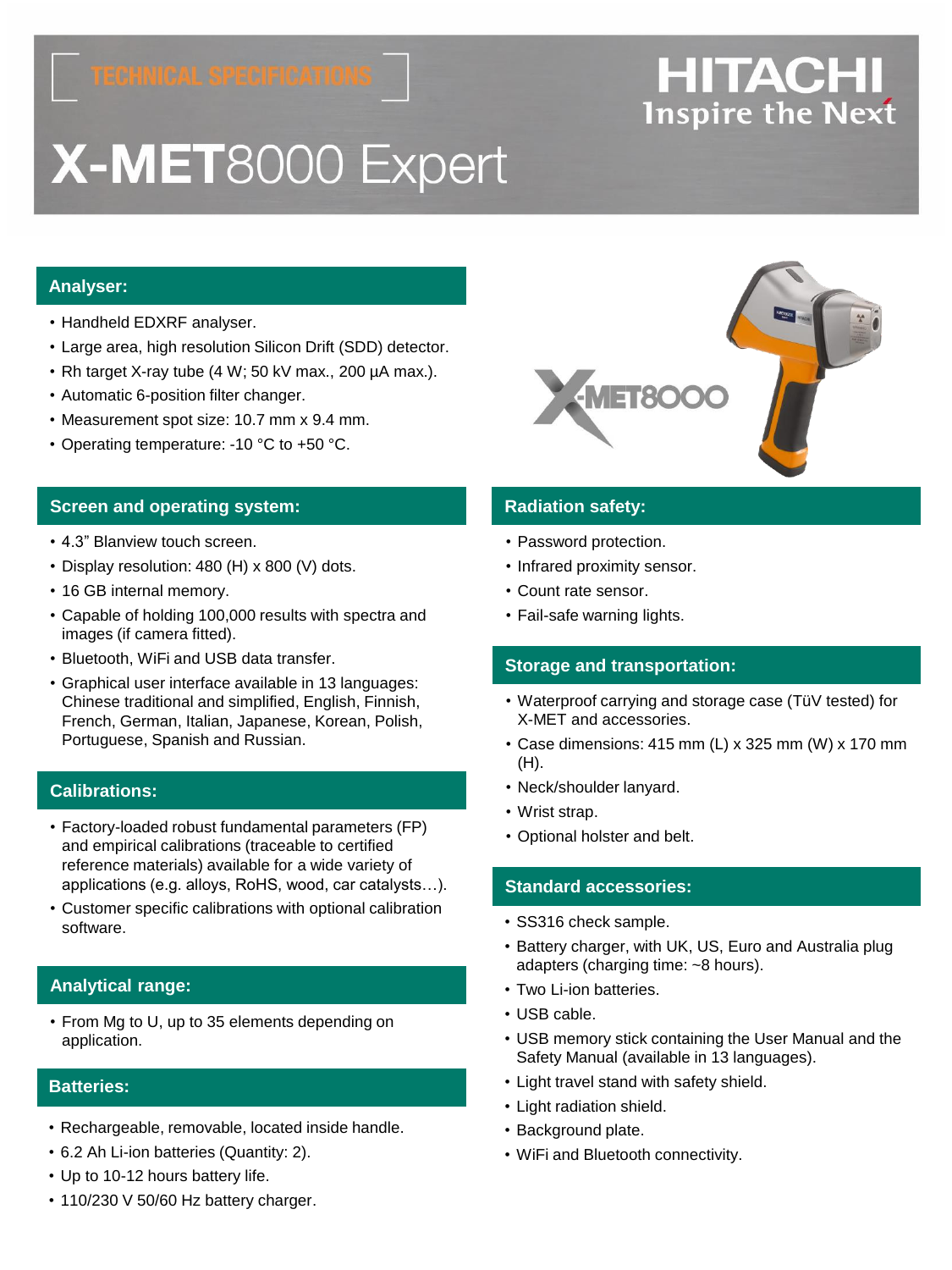TECHNICAL SPECIFICATIONS

HITACHI
Inspire the Next

# X-MET8000 Expert

## Analyser:

- Handheld EDXRF analyser.
- Large area, high resolution Silicon Drift (SDD) detector.
- Rh target X-ray tube (4 W; 50 kV max., 200 µA max.).
- Automatic 6-position filter changer.
- Measurement spot size: 10.7 mm x 9.4 mm.
- Operating temperature: -10 °C to +50 °C.

## Screen and operating system:

- 4.3" Blanview touch screen.
- Display resolution: 480 (H) x 800 (V) dots.
- 16 GB internal memory.
- Capable of holding 100,000 results with spectra and images (if camera fitted).
- Bluetooth, WiFi and USB data transfer.
- Graphical user interface available in 13 languages: Chinese traditional and simplified, English, Finnish, French, German, Italian, Japanese, Korean, Polish, Portuguese, Spanish and Russian.

## Calibrations:

- Factory-loaded robust fundamental parameters (FP) and empirical calibrations (traceable to certified reference materials) available for a wide variety of applications (e.g. alloys, RoHS, wood, car catalysts…).
- Customer specific calibrations with optional calibration software.

## Analytical range:

- From Mg to U, up to 35 elements depending on application.

## Batteries:

- Rechargeable, removable, located inside handle.
- 6.2 Ah Li-ion batteries (Quantity: 2).
- Up to 10-12 hours battery life.
- 110/230 V 50/60 Hz battery charger.

## Radiation safety:

- Password protection.
- Infrared proximity sensor.
- Count rate sensor.
- Fail-safe warning lights.

## Storage and transportation:

- Waterproof carrying and storage case (TüV tested) for X-MET and accessories.
- Case dimensions: 415 mm (L) x 325 mm (W) x 170 mm (H).
- Neck/shoulder lanyard.
- Wrist strap.
- Optional holster and belt.

## Standard accessories:

- SS316 check sample.
- Battery charger, with UK, US, Euro and Australia plug adapters (charging time: ~8 hours).
- Two Li-ion batteries.
- USB cable.
- USB memory stick containing the User Manual and the Safety Manual (available in 13 languages).
- Light travel stand with safety shield.
- Light radiation shield.
- Background plate.
- WiFi and Bluetooth connectivity.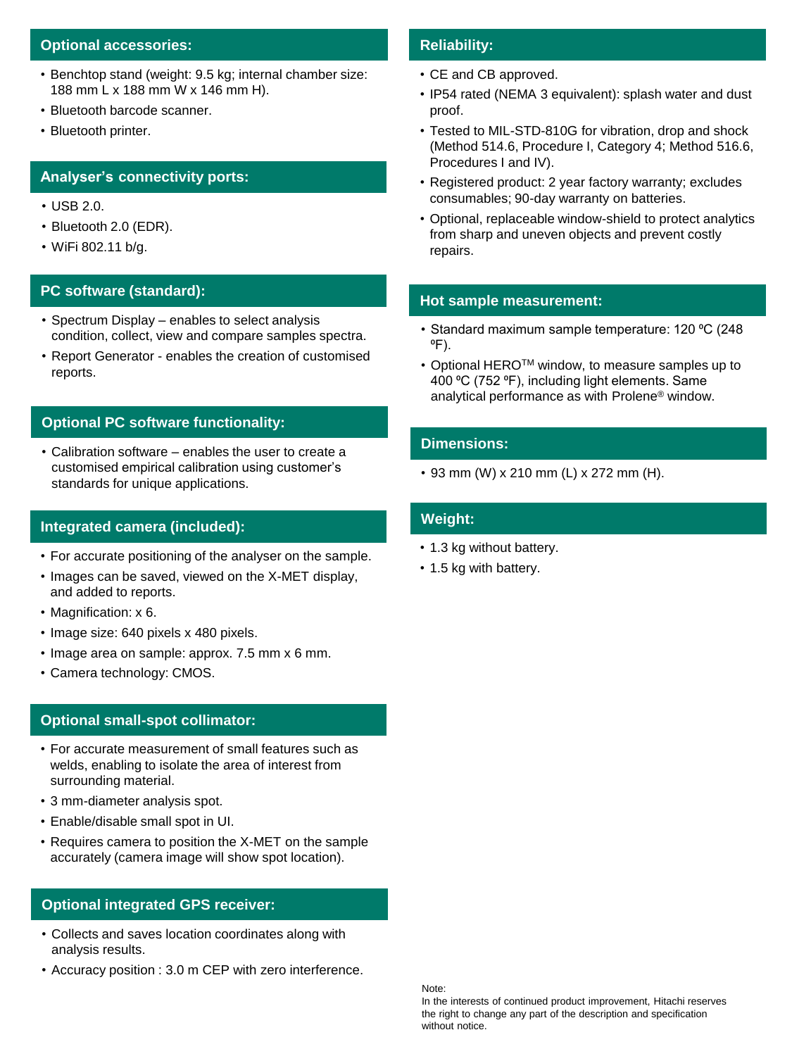## Optional accessories:

- Benchtop stand (weight: 9.5 kg; internal chamber size: 188 mm L x 188 mm W x 146 mm H).
- Bluetooth barcode scanner.
- Bluetooth printer.

## Analyser's connectivity ports:

- USB 2.0.
- Bluetooth 2.0 (EDR).
- WiFi 802.11 b/g.

## PC software (standard):

- Spectrum Display – enables to select analysis condition, collect, view and compare samples spectra.
- Report Generator - enables the creation of customised reports.

## Optional PC software functionality:

- Calibration software – enables the user to create a customised empirical calibration using customer's standards for unique applications.

## Integrated camera (included):

- For accurate positioning of the analyser on the sample.
- Images can be saved, viewed on the X-MET display, and added to reports.
- Magnification: x 6.
- Image size: 640 pixels x 480 pixels.
- Image area on sample: approx. 7.5 mm x 6 mm.
- Camera technology: CMOS.

## Optional small-spot collimator:

- For accurate measurement of small features such as welds, enabling to isolate the area of interest from surrounding material.
- 3 mm-diameter analysis spot.
- Enable/disable small spot in UI.
- Requires camera to position the X-MET on the sample accurately (camera image will show spot location).

## Optional integrated GPS receiver:

- Collects and saves location coordinates along with analysis results.
- Accuracy position : 3.0 m CEP with zero interference.

## Reliability:

- CE and CB approved.
- IP54 rated (NEMA 3 equivalent): splash water and dust proof.
- Tested to MIL-STD-810G for vibration, drop and shock (Method 514.6, Procedure I, Category 4; Method 516.6, Procedures I and IV).
- Registered product: 2 year factory warranty; excludes consumables; 90-day warranty on batteries.
- Optional, replaceable window-shield to protect analytics from sharp and uneven objects and prevent costly repairs.

## Hot sample measurement:

- Standard maximum sample temperature: 120 ºC (248 ºF).
- Optional HERO™ window, to measure samples up to 400 ºC (752 ºF), including light elements. Same analytical performance as with Prolene® window.

## Dimensions:

- 93 mm (W) x 210 mm (L) x 272 mm (H).

## Weight:

- 1.3 kg without battery.
- 1.5 kg with battery.

Note:
In the interests of continued product improvement, Hitachi reserves the right to change any part of the description and specification without notice.